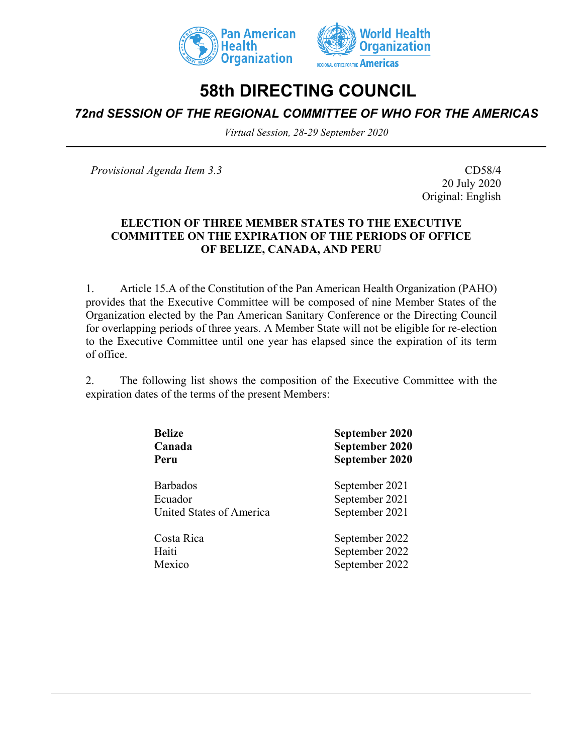# 58th DIRECTING COUNCIL

## *72nd SESSION OF THE REGIONAL COMMITTEE OF WHO FOR THE AMERICAS*

*Virtual Session, 28-29 September 2020*

*Provisional Agenda Item 3.3*

CD58/4
20 July 2020
Original: English

**ELECTION OF THREE MEMBER STATES TO THE EXECUTIVE COMMITTEE ON THE EXPIRATION OF THE PERIODS OF OFFICE OF BELIZE, CANADA, AND PERU**

1. Article 15.A of the Constitution of the Pan American Health Organization (PAHO) provides that the Executive Committee will be composed of nine Member States of the Organization elected by the Pan American Sanitary Conference or the Directing Council for overlapping periods of three years. A Member State will not be eligible for re-election to the Executive Committee until one year has elapsed since the expiration of its term of office.

2. The following list shows the composition of the Executive Committee with the expiration dates of the terms of the present Members:

| | |
|---|---|
| **Belize** | **September 2020** |
| **Canada** | **September 2020** |
| **Peru** | **September 2020** |
| Barbados | September 2021 |
| Ecuador | September 2021 |
| United States of America | September 2021 |
| Costa Rica | September 2022 |
| Haiti | September 2022 |
| Mexico | September 2022 |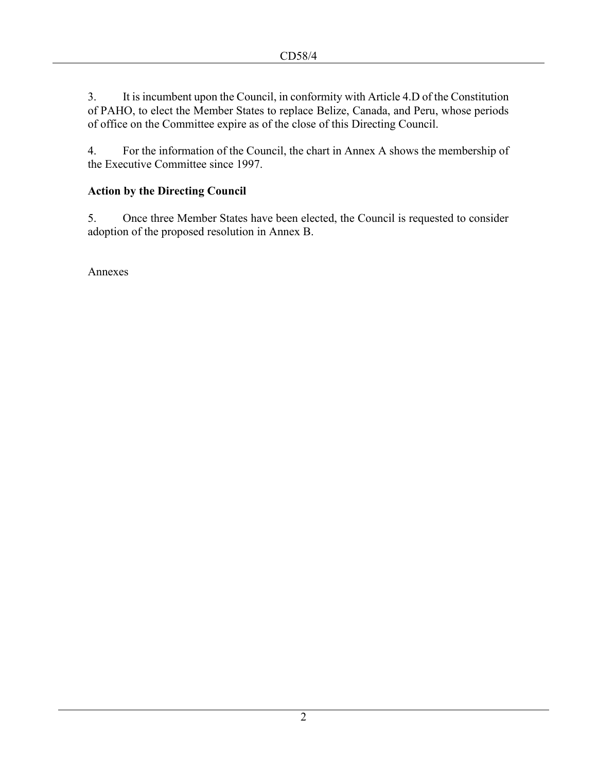3. It is incumbent upon the Council, in conformity with Article 4.D of the Constitution of PAHO, to elect the Member States to replace Belize, Canada, and Peru, whose periods of office on the Committee expire as of the close of this Directing Council.

4. For the information of the Council, the chart in Annex A shows the membership of the Executive Committee since 1997.

**Action by the Directing Council**

5. Once three Member States have been elected, the Council is requested to consider adoption of the proposed resolution in Annex B.

Annexes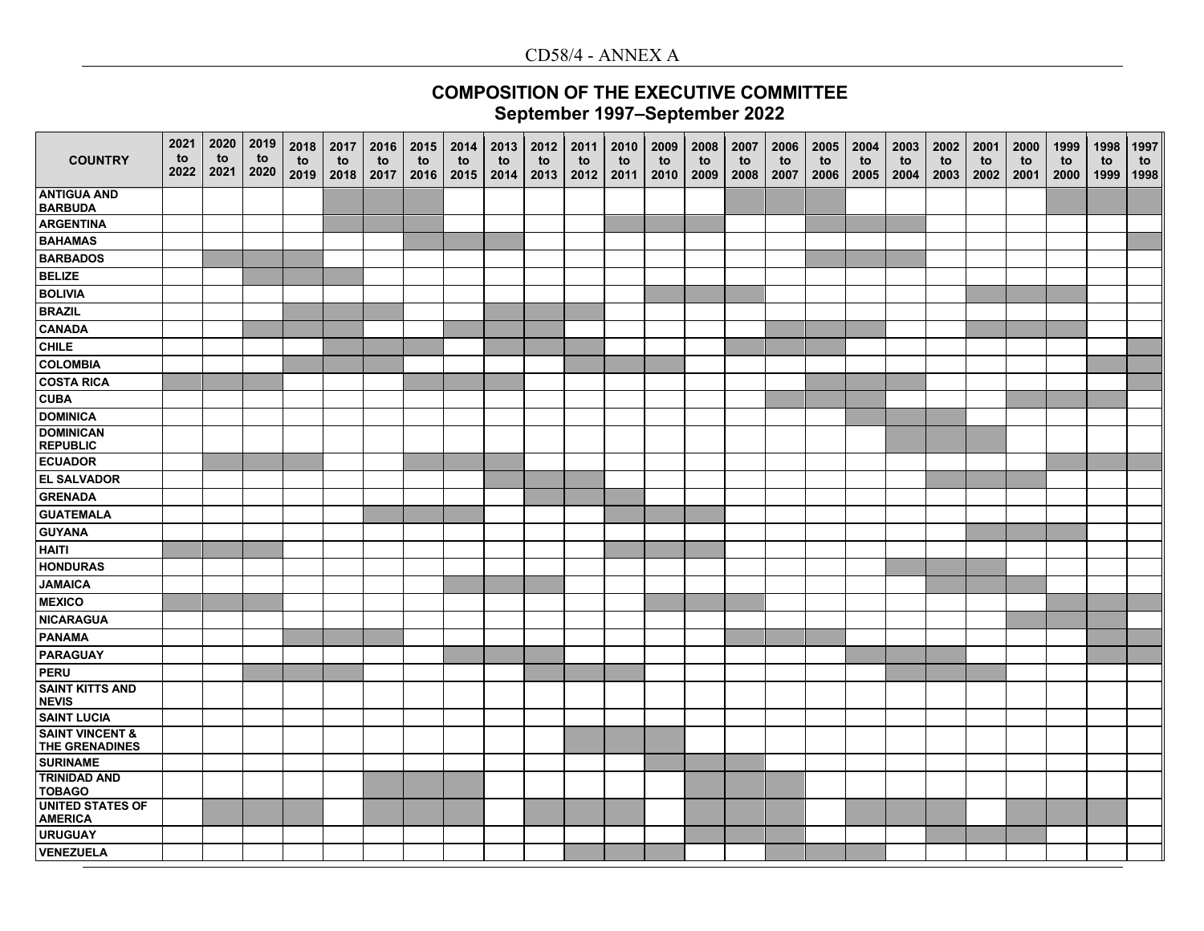## COMPOSITION OF THE EXECUTIVE COMMITTEE
### September 1997–September 2022

Note: shaded cells in the original table are shown as "X".

| COUNTRY | 2021 to 2022 | 2020 to 2021 | 2019 to 2020 | 2018 to 2019 | 2017 to 2018 | 2016 to 2017 | 2015 to 2016 | 2014 to 2015 | 2013 to 2014 | 2012 to 2013 | 2011 to 2012 | 2010 to 2011 | 2009 to 2010 | 2008 to 2009 | 2007 to 2008 | 2006 to 2007 | 2005 to 2006 | 2004 to 2005 | 2003 to 2004 | 2002 to 2003 | 2001 to 2002 | 2000 to 2001 | 1999 to 2000 | 1998 to 1999 | 1997 to 1998 |
|---|---|---|---|---|---|---|---|---|---|---|---|---|---|---|---|---|---|---|---|---|---|---|---|---|---|
| ANTIGUA AND BARBUDA | | | | | X | X | X | | | | | | | | X | X | X | | | | | | X | X | X |
| ARGENTINA | | | | | X | X | X | | | | | X | X | X | | | X | X | X | | | | | | |
| BAHAMAS | | | | | | | X | X | X | | | | | | | | | | | | | | | | X |
| BARBADOS | | X | X | X | | | | | | | | | | | | | X | X | X | | | | | | |
| BELIZE | | | X | X | X | | | | | | | | | | | | | | | | | | | | |
| BOLIVIA | | | | | | | | | | | | | X | X | X | | | | | | X | X | X | | |
| BRAZIL | | | | X | X | X | | | X | X | X | | | | | | | | | | | | | | |
| CANADA | | | X | X | X | | | X | X | X | | | | | | X | X | X | | | X | X | X | | |
| CHILE | | | | | X | X | X | | X | X | X | | | | X | X | X | | | | | | | | X |
| COLOMBIA | | | | X | X | X | | | | | X | X | X | | | | | | | | | | | X | X |
| COSTA RICA | X | X | X | | | | X | X | X | | | | | | | | X | X | X | | | | | | X |
| CUBA | | | | | | | | | | | | | | | | X | X | X | | | | X | X | X | |
| DOMINICA | | | | | | | | | | | | | | | | | | X | X | X | | | | | |
| DOMINICAN REPUBLIC | | | | | | | | | | | | | | | | | | | X | X | X | | | | |
| ECUADOR | | X | X | X | | | X | X | X | | | | | | | | | | | | | | X | X | X |
| EL SALVADOR | | | | | | | | | X | X | X | | | | | | | | | X | X | X | | | |
| GRENADA | | | | | | | | | | X | X | X | | | | | | | | | | | | | |
| GUATEMALA | | | | | | X | X | X | | | | X | X | X | | | | | | | | | | | |
| GUYANA | | | | | | | | | | | | | | | | | | | | | X | X | X | | |
| HAITI | X | X | X | | | | | | | | | X | X | X | | | | | | | | | | | |
| HONDURAS | | | | | | | | | | | | | | | | | | | X | X | X | | | | |
| JAMAICA | | | | | | | | X | X | X | | | | | | | | | | X | X | X | | | |
| MEXICO | X | X | X | | | | | | | | | | X | X | X | | | | | | | | X | X | X |
| NICARAGUA | | | | | | | | | | | | | | | | | | | | | | X | X | X | |
| PANAMA | | | | X | X | X | | | | | | | | | X | X | X | | | | | | | X | X |
| PARAGUAY | | | | | | | | X | X | X | | | | | | | | X | X | X | | | | X | X |
| PERU | | | X | X | X | | | | | X | X | X | | | | | | | X | X | X | | | | |
| SAINT KITTS AND NEVIS | | | | | | | | | | | | | | | | | | | | | | | | | |
| SAINT LUCIA | | | | | | | | | | | | | | | | | | | | | | | | | |
| SAINT VINCENT & THE GRENADINES | | | | | | | | | | | X | X | X | | | | | | | | | | | | |
| SURINAME | | | | | | | | | | | | | X | X | X | | | | | | | | | | |
| TRINIDAD AND TOBAGO | | | | | | X | X | X | | | | | | X | X | X | | | | | | | | | |
| UNITED STATES OF AMERICA | | X | X | X | | X | X | X | | X | X | X | | X | X | X | | X | X | X | | X | X | X | |
| URUGUAY | | | | | | | | | | | | | | X | X | X | | | | X | X | X | | | |
| VENEZUELA | | | | | | | | | | | X | X | X | | | X | X | X | | | | | | | |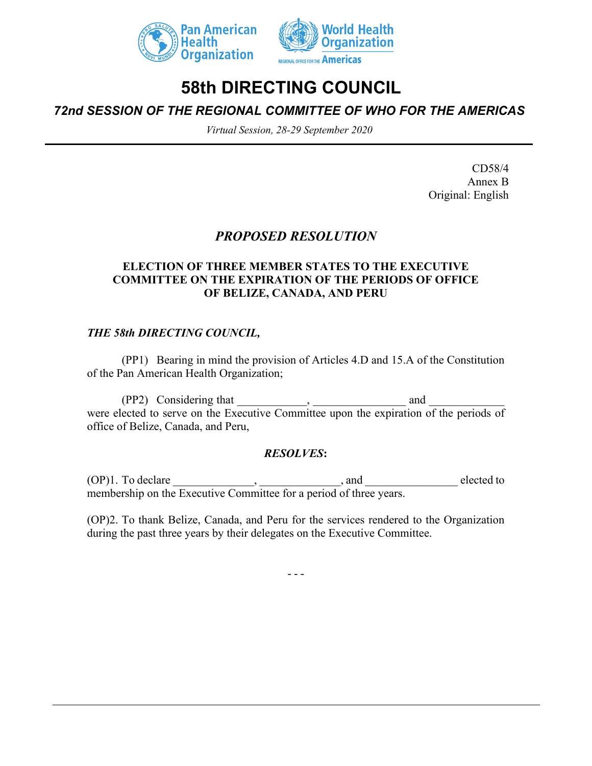# 58th DIRECTING COUNCIL

## *72nd SESSION OF THE REGIONAL COMMITTEE OF WHO FOR THE AMERICAS*

*Virtual Session, 28-29 September 2020*

CD58/4
Annex B
Original: English

## *PROPOSED RESOLUTION*

### ELECTION OF THREE MEMBER STATES TO THE EXECUTIVE COMMITTEE ON THE EXPIRATION OF THE PERIODS OF OFFICE OF BELIZE, CANADA, AND PERU

***THE 58th DIRECTING COUNCIL,***

(PP1) Bearing in mind the provision of Articles 4.D and 15.A of the Constitution of the Pan American Health Organization;

(PP2) Considering that ____________, ________________ and _____________ were elected to serve on the Executive Committee upon the expiration of the periods of office of Belize, Canada, and Peru,

***RESOLVES*:**

(OP)1. To declare ______________, ______________, and ________________ elected to membership on the Executive Committee for a period of three years.

(OP)2. To thank Belize, Canada, and Peru for the services rendered to the Organization during the past three years by their delegates on the Executive Committee.

\- - -